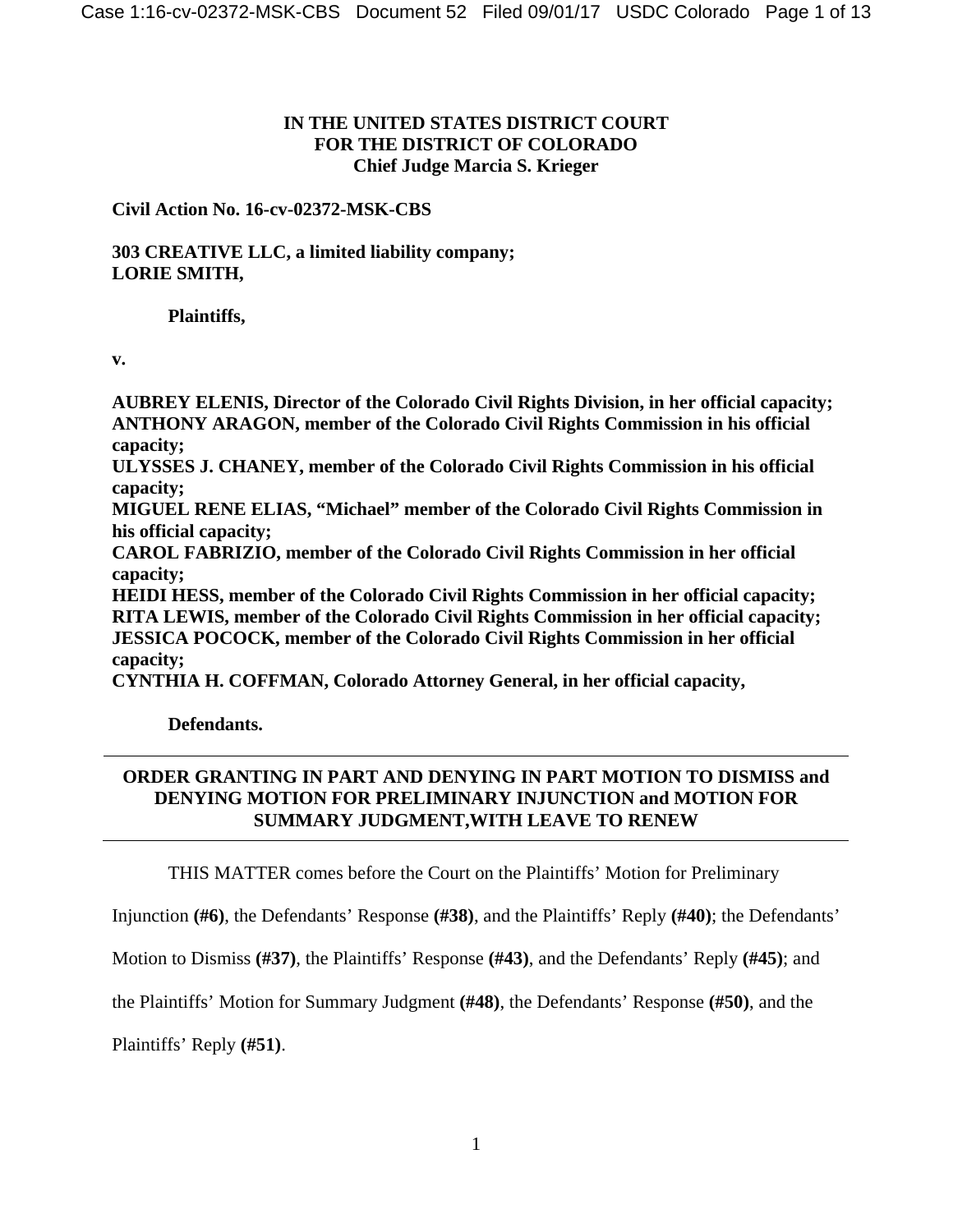**IN THE UNITED STATES DISTRICT COURT**
**FOR THE DISTRICT OF COLORADO**
**Chief Judge Marcia S. Krieger**

**Civil Action No. 16-cv-02372-MSK-CBS**

**303 CREATIVE LLC, a limited liability company;**
**LORIE SMITH,**

**Plaintiffs,**

**v.**

**AUBREY ELENIS, Director of the Colorado Civil Rights Division, in her official capacity;**
**ANTHONY ARAGON, member of the Colorado Civil Rights Commission in his official capacity;**
**ULYSSES J. CHANEY, member of the Colorado Civil Rights Commission in his official capacity;**
**MIGUEL RENE ELIAS, "Michael" member of the Colorado Civil Rights Commission in his official capacity;**
**CAROL FABRIZIO, member of the Colorado Civil Rights Commission in her official capacity;**
**HEIDI HESS, member of the Colorado Civil Rights Commission in her official capacity;**
**RITA LEWIS, member of the Colorado Civil Rights Commission in her official capacity;**
**JESSICA POCOCK, member of the Colorado Civil Rights Commission in her official capacity;**
**CYNTHIA H. COFFMAN, Colorado Attorney General, in her official capacity,**

**Defendants.**

---

**ORDER GRANTING IN PART AND DENYING IN PART MOTION TO DISMISS and DENYING MOTION FOR PRELIMINARY INJUNCTION and MOTION FOR SUMMARY JUDGMENT,WITH LEAVE TO RENEW**

---

THIS MATTER comes before the Court on the Plaintiffs' Motion for Preliminary Injunction **(#6)**, the Defendants' Response **(#38)**, and the Plaintiffs' Reply **(#40)**; the Defendants' Motion to Dismiss **(#37)**, the Plaintiffs' Response **(#43)**, and the Defendants' Reply **(#45)**; and the Plaintiffs' Motion for Summary Judgment **(#48)**, the Defendants' Response **(#50)**, and the Plaintiffs' Reply **(#51)**.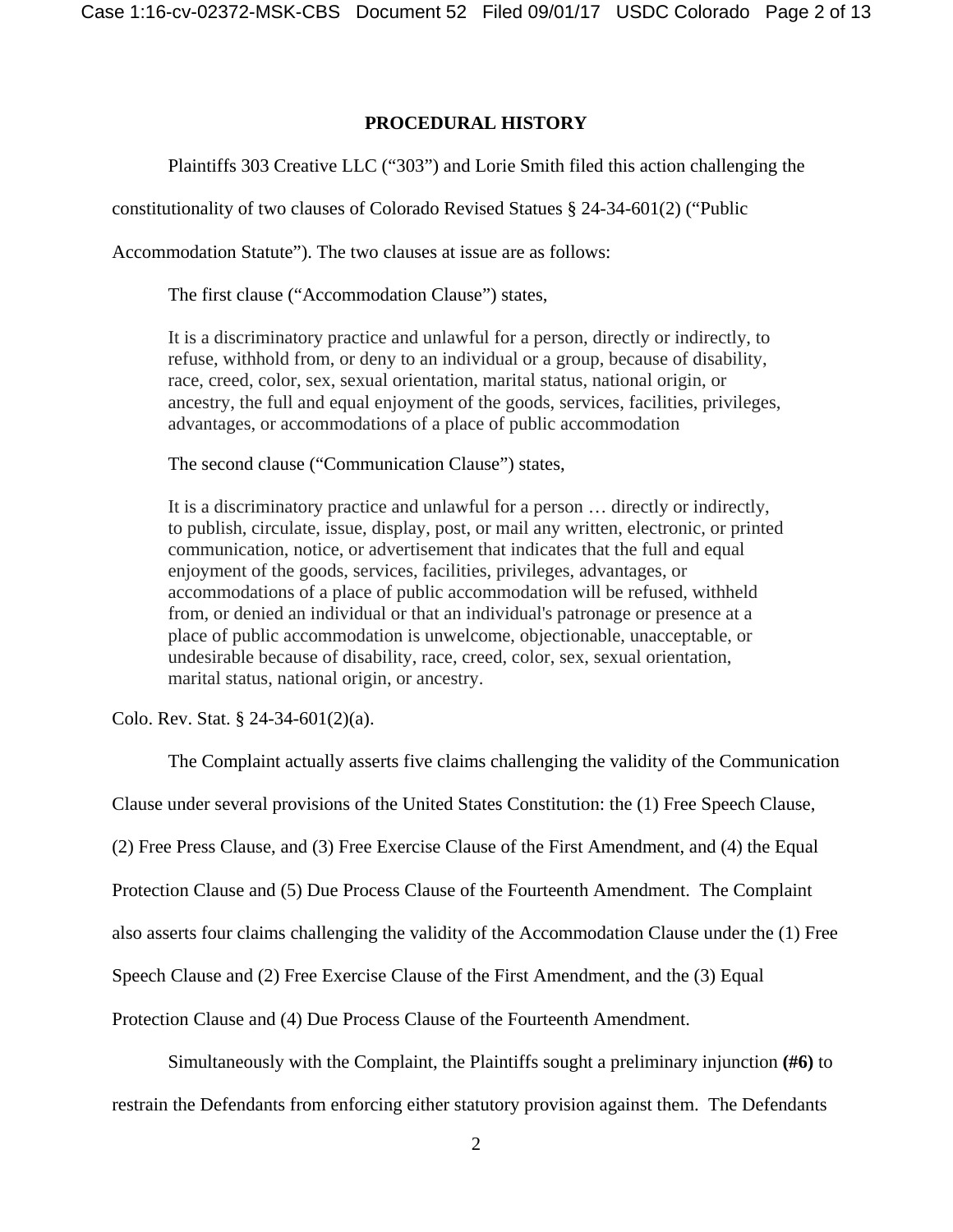## PROCEDURAL HISTORY

Plaintiffs 303 Creative LLC ("303") and Lorie Smith filed this action challenging the constitutionality of two clauses of Colorado Revised Statues § 24-34-601(2) ("Public Accommodation Statute"). The two clauses at issue are as follows:

The first clause ("Accommodation Clause") states,

> It is a discriminatory practice and unlawful for a person, directly or indirectly, to refuse, withhold from, or deny to an individual or a group, because of disability, race, creed, color, sex, sexual orientation, marital status, national origin, or ancestry, the full and equal enjoyment of the goods, services, facilities, privileges, advantages, or accommodations of a place of public accommodation

The second clause ("Communication Clause") states,

> It is a discriminatory practice and unlawful for a person … directly or indirectly, to publish, circulate, issue, display, post, or mail any written, electronic, or printed communication, notice, or advertisement that indicates that the full and equal enjoyment of the goods, services, facilities, privileges, advantages, or accommodations of a place of public accommodation will be refused, withheld from, or denied an individual or that an individual's patronage or presence at a place of public accommodation is unwelcome, objectionable, unacceptable, or undesirable because of disability, race, creed, color, sex, sexual orientation, marital status, national origin, or ancestry.

Colo. Rev. Stat. § 24-34-601(2)(a).

The Complaint actually asserts five claims challenging the validity of the Communication Clause under several provisions of the United States Constitution: the (1) Free Speech Clause, (2) Free Press Clause, and (3) Free Exercise Clause of the First Amendment, and (4) the Equal Protection Clause and (5) Due Process Clause of the Fourteenth Amendment. The Complaint also asserts four claims challenging the validity of the Accommodation Clause under the (1) Free Speech Clause and (2) Free Exercise Clause of the First Amendment, and the (3) Equal Protection Clause and (4) Due Process Clause of the Fourteenth Amendment.

Simultaneously with the Complaint, the Plaintiffs sought a preliminary injunction **(#6)** to restrain the Defendants from enforcing either statutory provision against them. The Defendants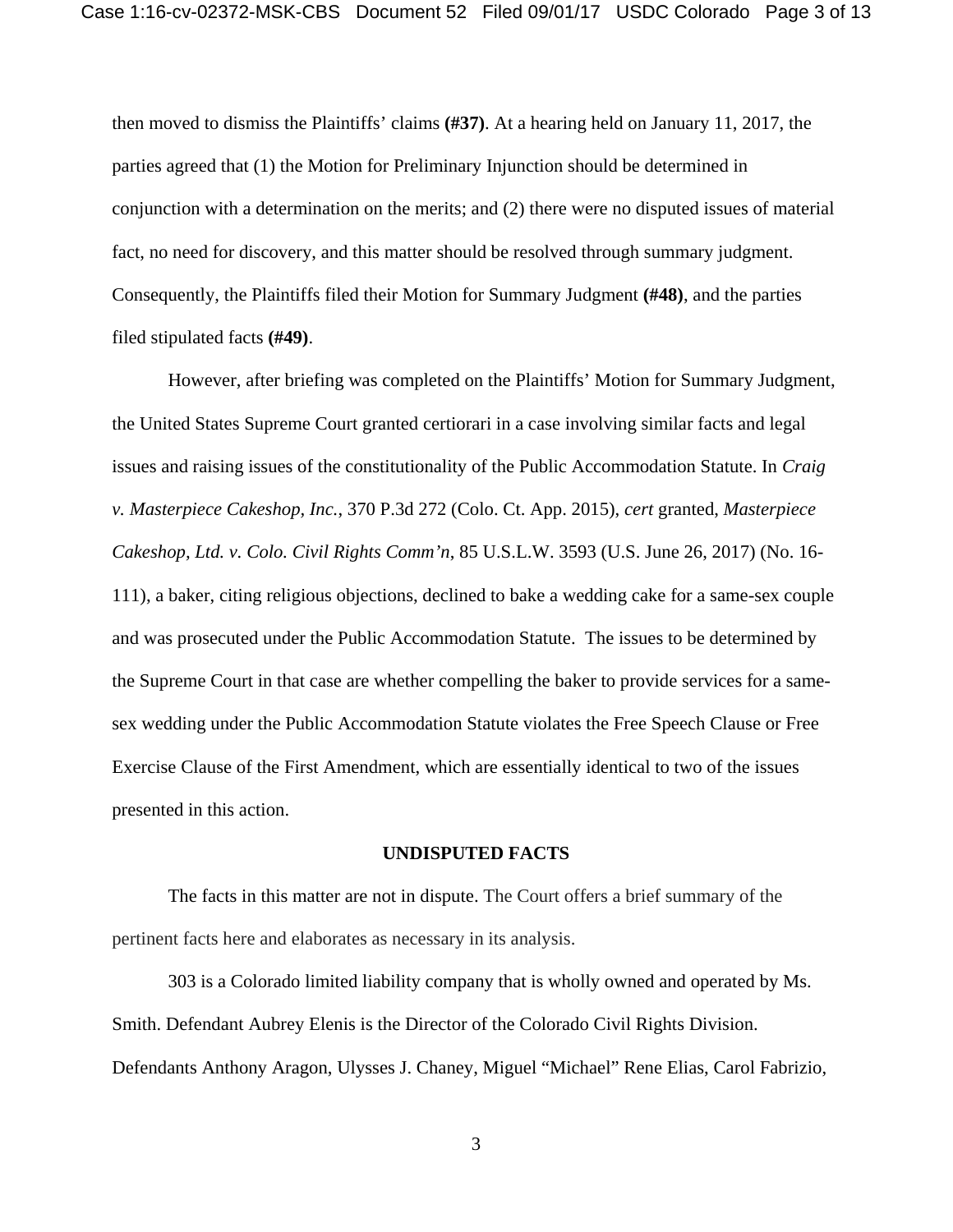then moved to dismiss the Plaintiffs' claims **(#37)**. At a hearing held on January 11, 2017, the parties agreed that (1) the Motion for Preliminary Injunction should be determined in conjunction with a determination on the merits; and (2) there were no disputed issues of material fact, no need for discovery, and this matter should be resolved through summary judgment. Consequently, the Plaintiffs filed their Motion for Summary Judgment **(#48)**, and the parties filed stipulated facts **(#49)**.

However, after briefing was completed on the Plaintiffs' Motion for Summary Judgment, the United States Supreme Court granted certiorari in a case involving similar facts and legal issues and raising issues of the constitutionality of the Public Accommodation Statute. In *Craig v. Masterpiece Cakeshop, Inc.*, 370 P.3d 272 (Colo. Ct. App. 2015), *cert* granted, *Masterpiece Cakeshop, Ltd. v. Colo. Civil Rights Comm'n*, 85 U.S.L.W. 3593 (U.S. June 26, 2017) (No. 16-111), a baker, citing religious objections, declined to bake a wedding cake for a same-sex couple and was prosecuted under the Public Accommodation Statute. The issues to be determined by the Supreme Court in that case are whether compelling the baker to provide services for a same-sex wedding under the Public Accommodation Statute violates the Free Speech Clause or Free Exercise Clause of the First Amendment, which are essentially identical to two of the issues presented in this action.

## UNDISPUTED FACTS

The facts in this matter are not in dispute. The Court offers a brief summary of the pertinent facts here and elaborates as necessary in its analysis.

303 is a Colorado limited liability company that is wholly owned and operated by Ms. Smith. Defendant Aubrey Elenis is the Director of the Colorado Civil Rights Division. Defendants Anthony Aragon, Ulysses J. Chaney, Miguel "Michael" Rene Elias, Carol Fabrizio,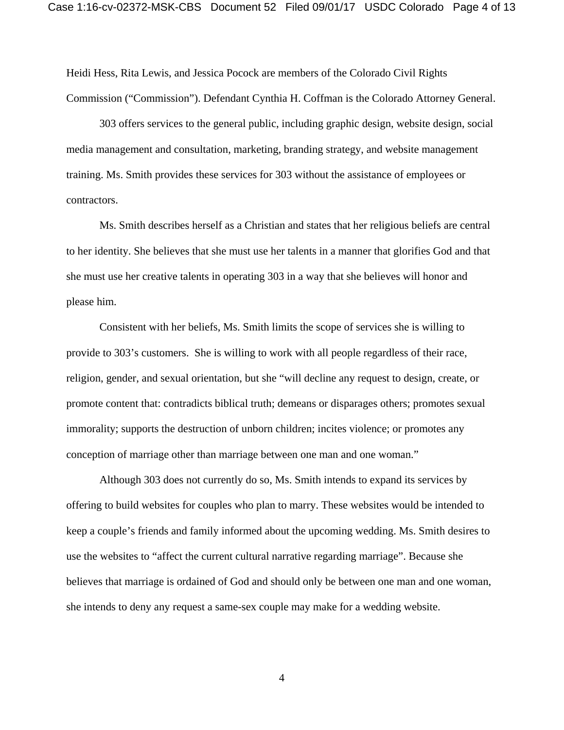Heidi Hess, Rita Lewis, and Jessica Pocock are members of the Colorado Civil Rights Commission ("Commission"). Defendant Cynthia H. Coffman is the Colorado Attorney General.

303 offers services to the general public, including graphic design, website design, social media management and consultation, marketing, branding strategy, and website management training. Ms. Smith provides these services for 303 without the assistance of employees or contractors.

Ms. Smith describes herself as a Christian and states that her religious beliefs are central to her identity. She believes that she must use her talents in a manner that glorifies God and that she must use her creative talents in operating 303 in a way that she believes will honor and please him.

Consistent with her beliefs, Ms. Smith limits the scope of services she is willing to provide to 303's customers. She is willing to work with all people regardless of their race, religion, gender, and sexual orientation, but she "will decline any request to design, create, or promote content that: contradicts biblical truth; demeans or disparages others; promotes sexual immorality; supports the destruction of unborn children; incites violence; or promotes any conception of marriage other than marriage between one man and one woman."

Although 303 does not currently do so, Ms. Smith intends to expand its services by offering to build websites for couples who plan to marry. These websites would be intended to keep a couple's friends and family informed about the upcoming wedding. Ms. Smith desires to use the websites to "affect the current cultural narrative regarding marriage". Because she believes that marriage is ordained of God and should only be between one man and one woman, she intends to deny any request a same-sex couple may make for a wedding website.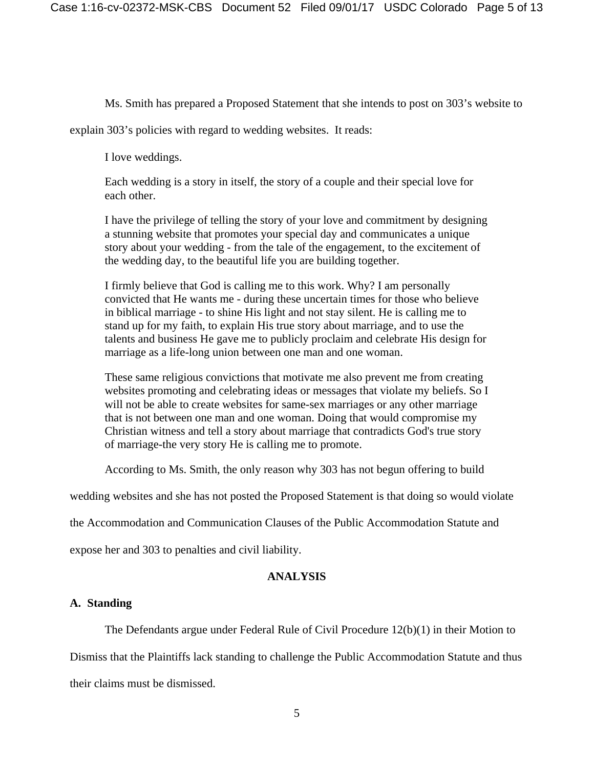Ms. Smith has prepared a Proposed Statement that she intends to post on 303's website to explain 303's policies with regard to wedding websites. It reads:

> I love weddings.
>
> Each wedding is a story in itself, the story of a couple and their special love for each other.
>
> I have the privilege of telling the story of your love and commitment by designing a stunning website that promotes your special day and communicates a unique story about your wedding - from the tale of the engagement, to the excitement of the wedding day, to the beautiful life you are building together.
>
> I firmly believe that God is calling me to this work. Why? I am personally convicted that He wants me - during these uncertain times for those who believe in biblical marriage - to shine His light and not stay silent. He is calling me to stand up for my faith, to explain His true story about marriage, and to use the talents and business He gave me to publicly proclaim and celebrate His design for marriage as a life-long union between one man and one woman.
>
> These same religious convictions that motivate me also prevent me from creating websites promoting and celebrating ideas or messages that violate my beliefs. So I will not be able to create websites for same-sex marriages or any other marriage that is not between one man and one woman. Doing that would compromise my Christian witness and tell a story about marriage that contradicts God's true story of marriage-the very story He is calling me to promote.

According to Ms. Smith, the only reason why 303 has not begun offering to build wedding websites and she has not posted the Proposed Statement is that doing so would violate the Accommodation and Communication Clauses of the Public Accommodation Statute and expose her and 303 to penalties and civil liability.

## ANALYSIS

### A. Standing

The Defendants argue under Federal Rule of Civil Procedure 12(b)(1) in their Motion to Dismiss that the Plaintiffs lack standing to challenge the Public Accommodation Statute and thus their claims must be dismissed.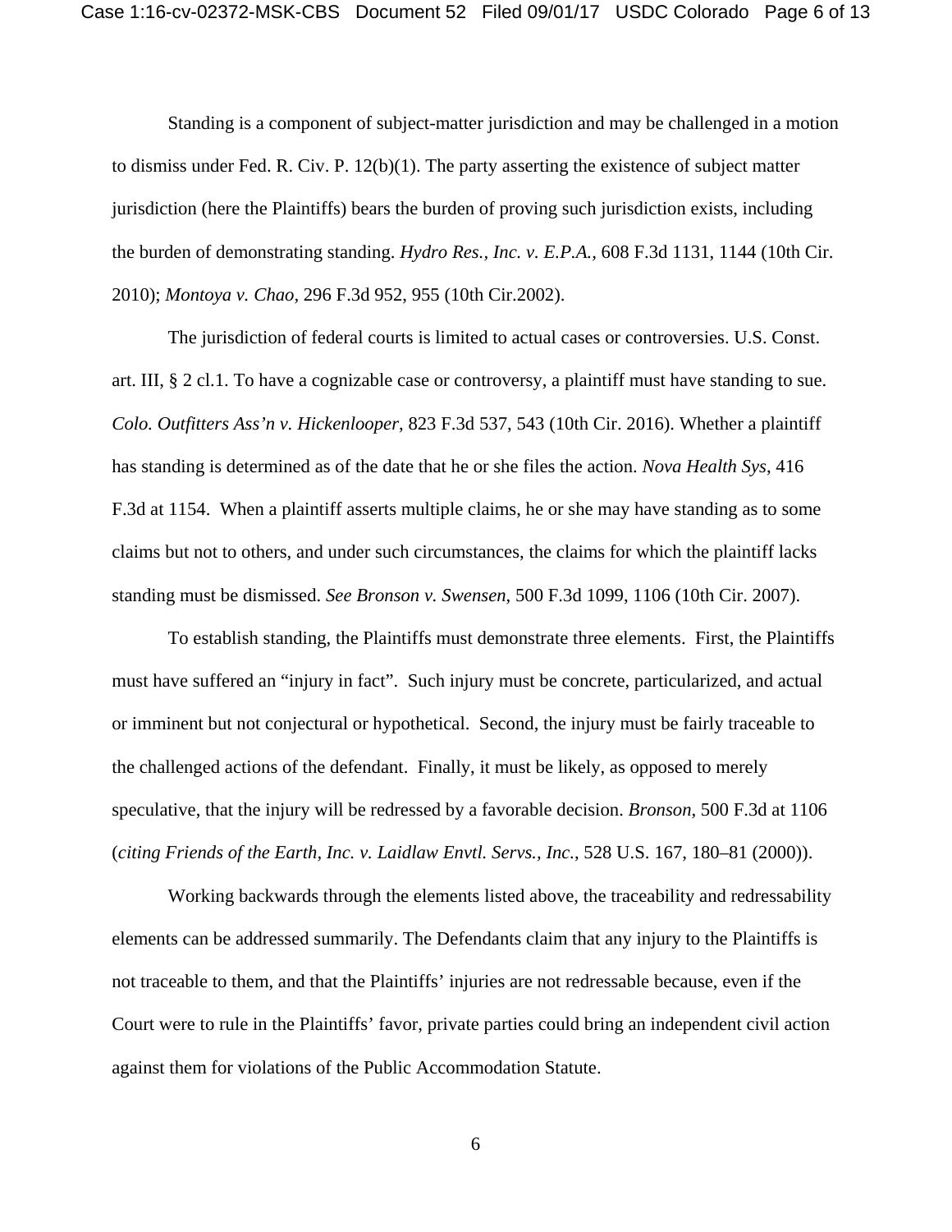Standing is a component of subject-matter jurisdiction and may be challenged in a motion to dismiss under Fed. R. Civ. P. 12(b)(1). The party asserting the existence of subject matter jurisdiction (here the Plaintiffs) bears the burden of proving such jurisdiction exists, including the burden of demonstrating standing. *Hydro Res., Inc. v. E.P.A.,* 608 F.3d 1131, 1144 (10th Cir. 2010); *Montoya v. Chao*, 296 F.3d 952, 955 (10th Cir.2002).

The jurisdiction of federal courts is limited to actual cases or controversies. U.S. Const. art. III, § 2 cl.1. To have a cognizable case or controversy, a plaintiff must have standing to sue. *Colo. Outfitters Ass'n v. Hickenlooper*, 823 F.3d 537, 543 (10th Cir. 2016). Whether a plaintiff has standing is determined as of the date that he or she files the action. *Nova Health Sys*, 416 F.3d at 1154. When a plaintiff asserts multiple claims, he or she may have standing as to some claims but not to others, and under such circumstances, the claims for which the plaintiff lacks standing must be dismissed. *See Bronson v. Swensen*, 500 F.3d 1099, 1106 (10th Cir. 2007).

To establish standing, the Plaintiffs must demonstrate three elements. First, the Plaintiffs must have suffered an "injury in fact". Such injury must be concrete, particularized, and actual or imminent but not conjectural or hypothetical. Second, the injury must be fairly traceable to the challenged actions of the defendant. Finally, it must be likely, as opposed to merely speculative, that the injury will be redressed by a favorable decision. *Bronson*, 500 F.3d at 1106 (*citing Friends of the Earth, Inc. v. Laidlaw Envtl. Servs., Inc.*, 528 U.S. 167, 180–81 (2000)).

Working backwards through the elements listed above, the traceability and redressability elements can be addressed summarily. The Defendants claim that any injury to the Plaintiffs is not traceable to them, and that the Plaintiffs' injuries are not redressable because, even if the Court were to rule in the Plaintiffs' favor, private parties could bring an independent civil action against them for violations of the Public Accommodation Statute.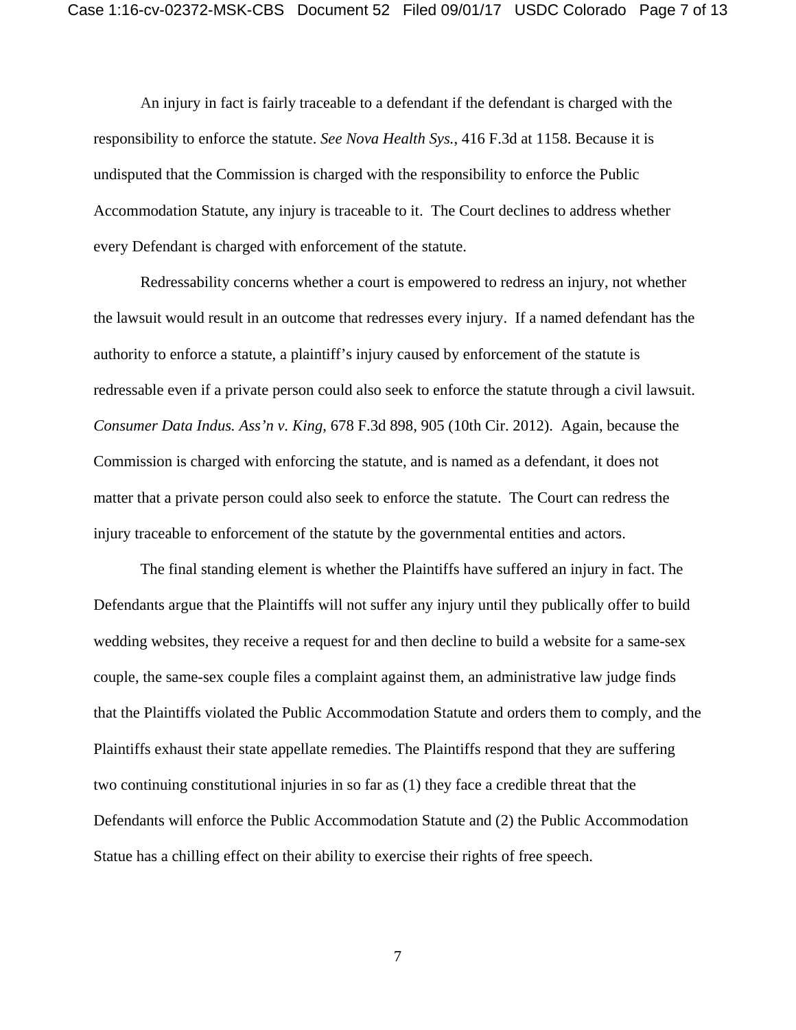An injury in fact is fairly traceable to a defendant if the defendant is charged with the responsibility to enforce the statute. *See Nova Health Sys.*, 416 F.3d at 1158. Because it is undisputed that the Commission is charged with the responsibility to enforce the Public Accommodation Statute, any injury is traceable to it. The Court declines to address whether every Defendant is charged with enforcement of the statute.

Redressability concerns whether a court is empowered to redress an injury, not whether the lawsuit would result in an outcome that redresses every injury. If a named defendant has the authority to enforce a statute, a plaintiff's injury caused by enforcement of the statute is redressable even if a private person could also seek to enforce the statute through a civil lawsuit. *Consumer Data Indus. Ass'n v. King*, 678 F.3d 898, 905 (10th Cir. 2012). Again, because the Commission is charged with enforcing the statute, and is named as a defendant, it does not matter that a private person could also seek to enforce the statute. The Court can redress the injury traceable to enforcement of the statute by the governmental entities and actors.

The final standing element is whether the Plaintiffs have suffered an injury in fact. The Defendants argue that the Plaintiffs will not suffer any injury until they publically offer to build wedding websites, they receive a request for and then decline to build a website for a same-sex couple, the same-sex couple files a complaint against them, an administrative law judge finds that the Plaintiffs violated the Public Accommodation Statute and orders them to comply, and the Plaintiffs exhaust their state appellate remedies. The Plaintiffs respond that they are suffering two continuing constitutional injuries in so far as (1) they face a credible threat that the Defendants will enforce the Public Accommodation Statute and (2) the Public Accommodation Statue has a chilling effect on their ability to exercise their rights of free speech.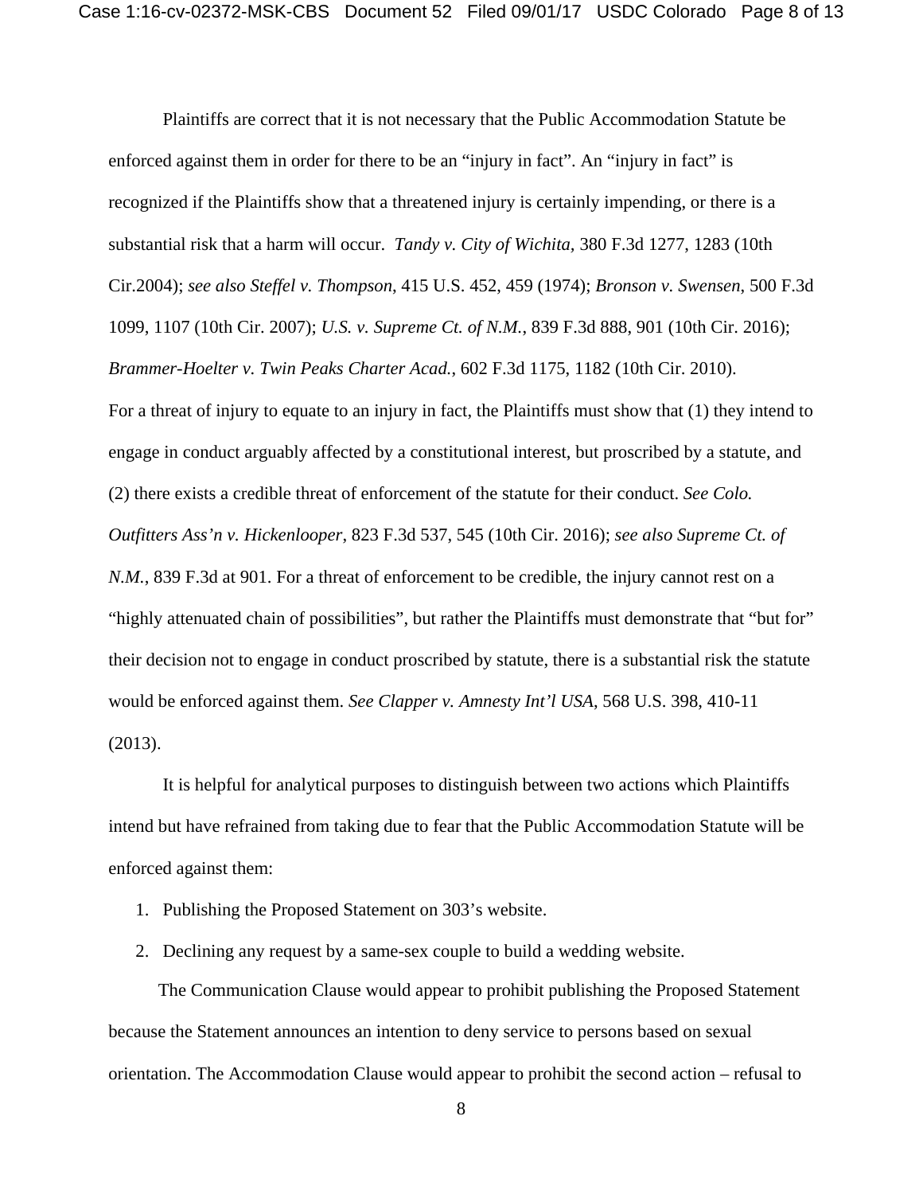Plaintiffs are correct that it is not necessary that the Public Accommodation Statute be enforced against them in order for there to be an "injury in fact". An "injury in fact" is recognized if the Plaintiffs show that a threatened injury is certainly impending, or there is a substantial risk that a harm will occur. *Tandy v. City of Wichita,* 380 F.3d 1277, 1283 (10th Cir.2004); *see also Steffel v. Thompson*, 415 U.S. 452, 459 (1974); *Bronson v. Swensen*, 500 F.3d 1099, 1107 (10th Cir. 2007); *U.S. v. Supreme Ct. of N.M.*, 839 F.3d 888, 901 (10th Cir. 2016); *Brammer-Hoelter v. Twin Peaks Charter Acad.*, 602 F.3d 1175, 1182 (10th Cir. 2010). For a threat of injury to equate to an injury in fact, the Plaintiffs must show that (1) they intend to engage in conduct arguably affected by a constitutional interest, but proscribed by a statute, and (2) there exists a credible threat of enforcement of the statute for their conduct. *See Colo. Outfitters Ass'n v. Hickenlooper*, 823 F.3d 537, 545 (10th Cir. 2016); *see also Supreme Ct. of N.M.*, 839 F.3d at 901. For a threat of enforcement to be credible, the injury cannot rest on a "highly attenuated chain of possibilities", but rather the Plaintiffs must demonstrate that "but for" their decision not to engage in conduct proscribed by statute, there is a substantial risk the statute would be enforced against them. *See Clapper v. Amnesty Int'l USA*, 568 U.S. 398, 410-11 (2013).

It is helpful for analytical purposes to distinguish between two actions which Plaintiffs intend but have refrained from taking due to fear that the Public Accommodation Statute will be enforced against them:

1. Publishing the Proposed Statement on 303's website.
2. Declining any request by a same-sex couple to build a wedding website.

The Communication Clause would appear to prohibit publishing the Proposed Statement because the Statement announces an intention to deny service to persons based on sexual orientation. The Accommodation Clause would appear to prohibit the second action – refusal to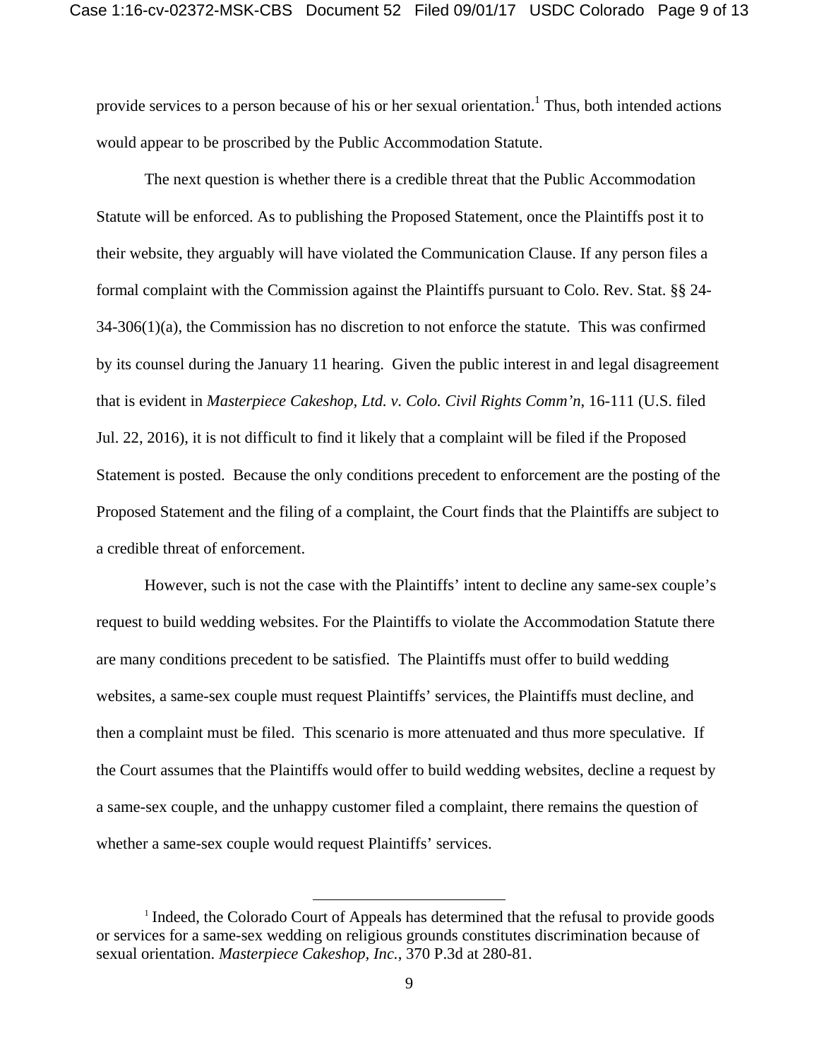provide services to a person because of his or her sexual orientation.[1] Thus, both intended actions would appear to be proscribed by the Public Accommodation Statute.

The next question is whether there is a credible threat that the Public Accommodation Statute will be enforced. As to publishing the Proposed Statement, once the Plaintiffs post it to their website, they arguably will have violated the Communication Clause. If any person files a formal complaint with the Commission against the Plaintiffs pursuant to Colo. Rev. Stat. §§ 24-34-306(1)(a), the Commission has no discretion to not enforce the statute. This was confirmed by its counsel during the January 11 hearing. Given the public interest in and legal disagreement that is evident in *Masterpiece Cakeshop, Ltd. v. Colo. Civil Rights Comm'n*, 16-111 (U.S. filed Jul. 22, 2016), it is not difficult to find it likely that a complaint will be filed if the Proposed Statement is posted. Because the only conditions precedent to enforcement are the posting of the Proposed Statement and the filing of a complaint, the Court finds that the Plaintiffs are subject to a credible threat of enforcement.

However, such is not the case with the Plaintiffs' intent to decline any same-sex couple's request to build wedding websites. For the Plaintiffs to violate the Accommodation Statute there are many conditions precedent to be satisfied. The Plaintiffs must offer to build wedding websites, a same-sex couple must request Plaintiffs' services, the Plaintiffs must decline, and then a complaint must be filed. This scenario is more attenuated and thus more speculative. If the Court assumes that the Plaintiffs would offer to build wedding websites, decline a request by a same-sex couple, and the unhappy customer filed a complaint, there remains the question of whether a same-sex couple would request Plaintiffs' services.

[1] Indeed, the Colorado Court of Appeals has determined that the refusal to provide goods or services for a same-sex wedding on religious grounds constitutes discrimination because of sexual orientation. *Masterpiece Cakeshop, Inc.*, 370 P.3d at 280-81.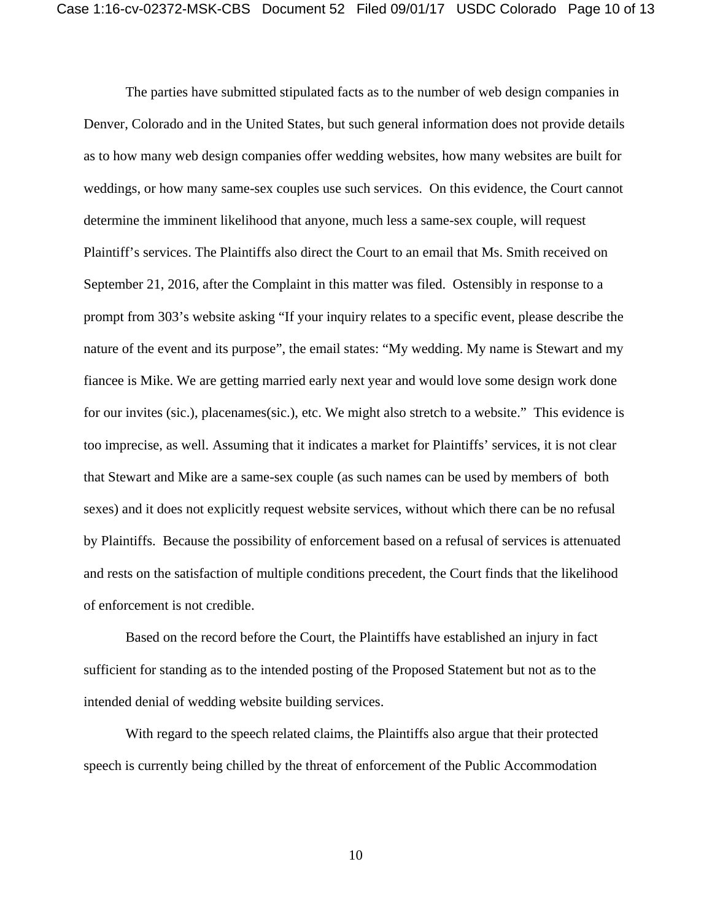The parties have submitted stipulated facts as to the number of web design companies in Denver, Colorado and in the United States, but such general information does not provide details as to how many web design companies offer wedding websites, how many websites are built for weddings, or how many same-sex couples use such services. On this evidence, the Court cannot determine the imminent likelihood that anyone, much less a same-sex couple, will request Plaintiff's services. The Plaintiffs also direct the Court to an email that Ms. Smith received on September 21, 2016, after the Complaint in this matter was filed. Ostensibly in response to a prompt from 303's website asking "If your inquiry relates to a specific event, please describe the nature of the event and its purpose", the email states: "My wedding. My name is Stewart and my fiancee is Mike. We are getting married early next year and would love some design work done for our invites (sic.), placenames(sic.), etc. We might also stretch to a website." This evidence is too imprecise, as well. Assuming that it indicates a market for Plaintiffs' services, it is not clear that Stewart and Mike are a same-sex couple (as such names can be used by members of both sexes) and it does not explicitly request website services, without which there can be no refusal by Plaintiffs. Because the possibility of enforcement based on a refusal of services is attenuated and rests on the satisfaction of multiple conditions precedent, the Court finds that the likelihood of enforcement is not credible.

Based on the record before the Court, the Plaintiffs have established an injury in fact sufficient for standing as to the intended posting of the Proposed Statement but not as to the intended denial of wedding website building services.

With regard to the speech related claims, the Plaintiffs also argue that their protected speech is currently being chilled by the threat of enforcement of the Public Accommodation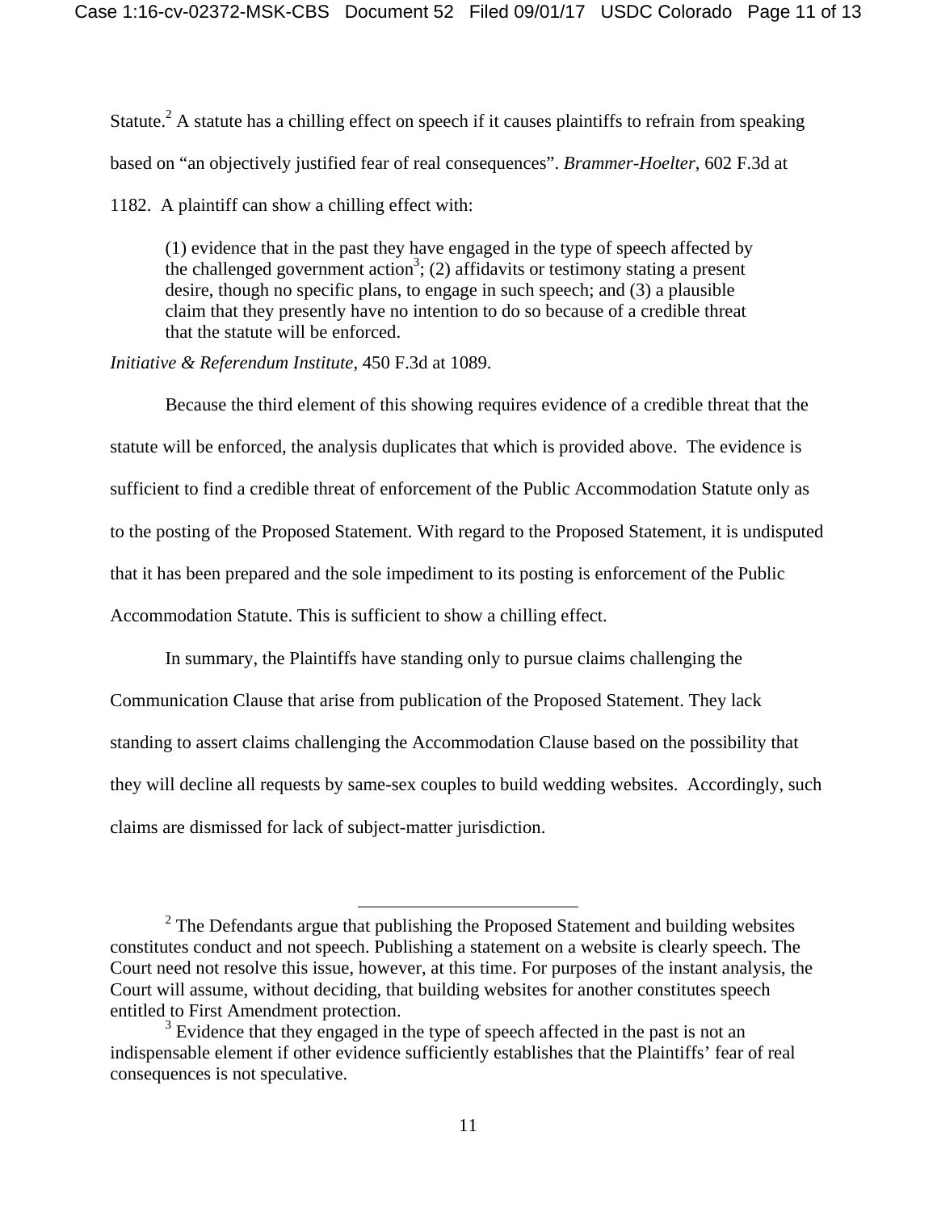Statute.[2] A statute has a chilling effect on speech if it causes plaintiffs to refrain from speaking based on "an objectively justified fear of real consequences". *Brammer-Hoelter*, 602 F.3d at 1182. A plaintiff can show a chilling effect with:

> (1) evidence that in the past they have engaged in the type of speech affected by the challenged government action[3]; (2) affidavits or testimony stating a present desire, though no specific plans, to engage in such speech; and (3) a plausible claim that they presently have no intention to do so because of a credible threat that the statute will be enforced.

*Initiative & Referendum Institute*, 450 F.3d at 1089.

Because the third element of this showing requires evidence of a credible threat that the statute will be enforced, the analysis duplicates that which is provided above. The evidence is sufficient to find a credible threat of enforcement of the Public Accommodation Statute only as to the posting of the Proposed Statement. With regard to the Proposed Statement, it is undisputed that it has been prepared and the sole impediment to its posting is enforcement of the Public Accommodation Statute. This is sufficient to show a chilling effect.

In summary, the Plaintiffs have standing only to pursue claims challenging the Communication Clause that arise from publication of the Proposed Statement. They lack standing to assert claims challenging the Accommodation Clause based on the possibility that they will decline all requests by same-sex couples to build wedding websites. Accordingly, such claims are dismissed for lack of subject-matter jurisdiction.

---

[2] The Defendants argue that publishing the Proposed Statement and building websites constitutes conduct and not speech. Publishing a statement on a website is clearly speech. The Court need not resolve this issue, however, at this time. For purposes of the instant analysis, the Court will assume, without deciding, that building websites for another constitutes speech entitled to First Amendment protection.

[3] Evidence that they engaged in the type of speech affected in the past is not an indispensable element if other evidence sufficiently establishes that the Plaintiffs' fear of real consequences is not speculative.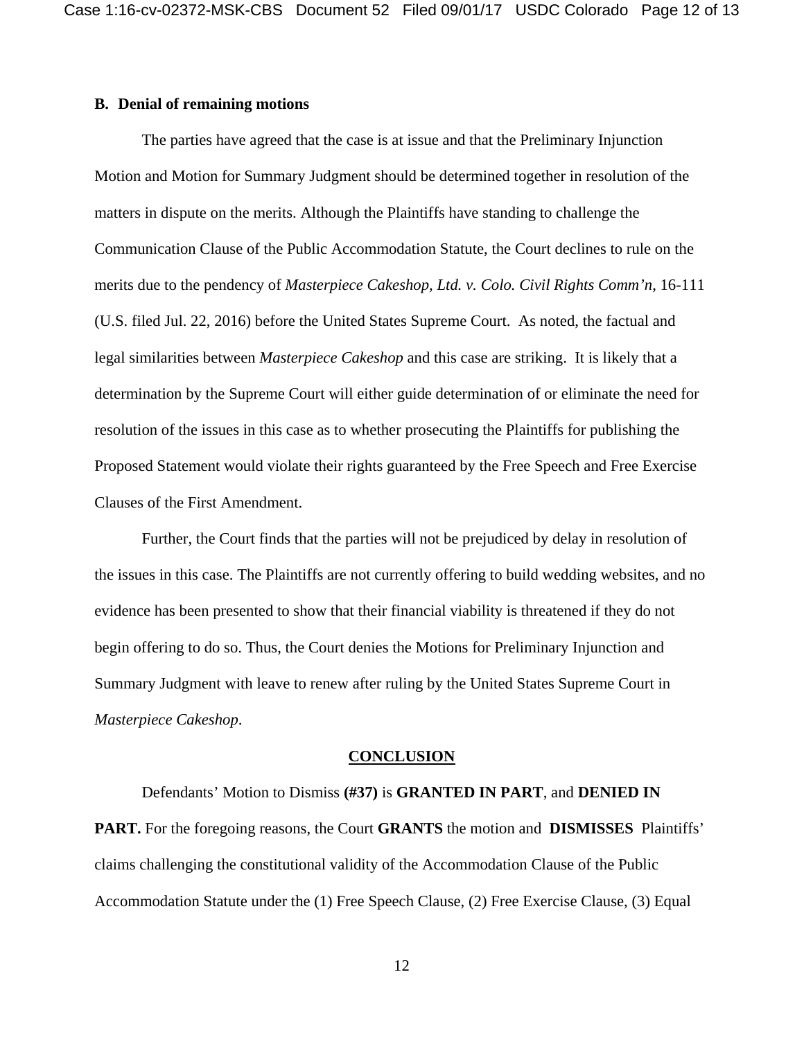### B. Denial of remaining motions

The parties have agreed that the case is at issue and that the Preliminary Injunction Motion and Motion for Summary Judgment should be determined together in resolution of the matters in dispute on the merits. Although the Plaintiffs have standing to challenge the Communication Clause of the Public Accommodation Statute, the Court declines to rule on the merits due to the pendency of *Masterpiece Cakeshop, Ltd. v. Colo. Civil Rights Comm'n*, 16-111 (U.S. filed Jul. 22, 2016) before the United States Supreme Court. As noted, the factual and legal similarities between *Masterpiece Cakeshop* and this case are striking. It is likely that a determination by the Supreme Court will either guide determination of or eliminate the need for resolution of the issues in this case as to whether prosecuting the Plaintiffs for publishing the Proposed Statement would violate their rights guaranteed by the Free Speech and Free Exercise Clauses of the First Amendment.

Further, the Court finds that the parties will not be prejudiced by delay in resolution of the issues in this case. The Plaintiffs are not currently offering to build wedding websites, and no evidence has been presented to show that their financial viability is threatened if they do not begin offering to do so. Thus, the Court denies the Motions for Preliminary Injunction and Summary Judgment with leave to renew after ruling by the United States Supreme Court in *Masterpiece Cakeshop*.

## CONCLUSION

Defendants' Motion to Dismiss **(#37)** is **GRANTED IN PART**, and **DENIED IN PART.** For the foregoing reasons, the Court **GRANTS** the motion and **DISMISSES** Plaintiffs' claims challenging the constitutional validity of the Accommodation Clause of the Public Accommodation Statute under the (1) Free Speech Clause, (2) Free Exercise Clause, (3) Equal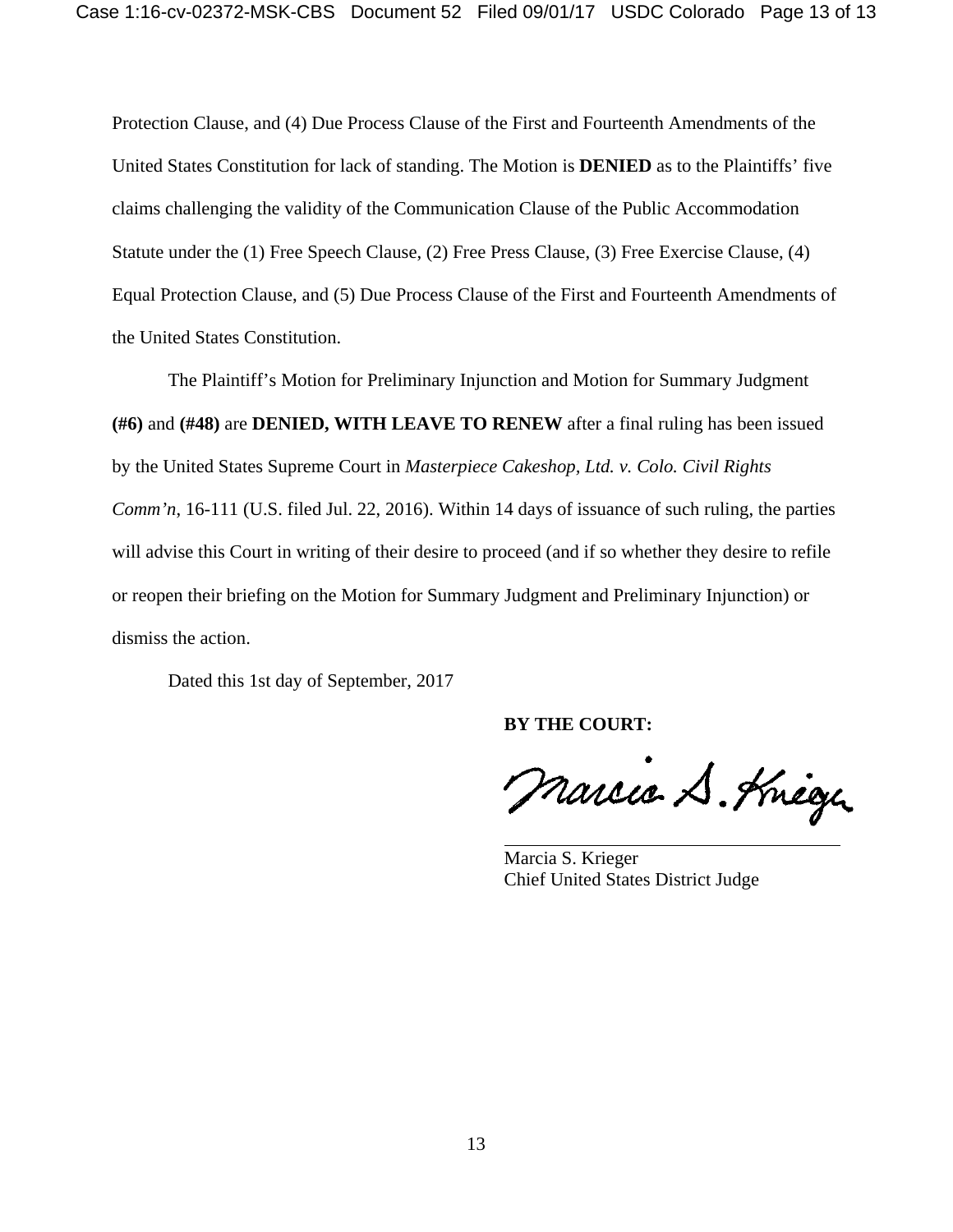Protection Clause, and (4) Due Process Clause of the First and Fourteenth Amendments of the United States Constitution for lack of standing. The Motion is **DENIED** as to the Plaintiffs' five claims challenging the validity of the Communication Clause of the Public Accommodation Statute under the (1) Free Speech Clause, (2) Free Press Clause, (3) Free Exercise Clause, (4) Equal Protection Clause, and (5) Due Process Clause of the First and Fourteenth Amendments of the United States Constitution.

The Plaintiff's Motion for Preliminary Injunction and Motion for Summary Judgment **(#6)** and **(#48)** are **DENIED, WITH LEAVE TO RENEW** after a final ruling has been issued by the United States Supreme Court in *Masterpiece Cakeshop, Ltd. v. Colo. Civil Rights Comm'n*, 16-111 (U.S. filed Jul. 22, 2016). Within 14 days of issuance of such ruling, the parties will advise this Court in writing of their desire to proceed (and if so whether they desire to refile or reopen their briefing on the Motion for Summary Judgment and Preliminary Injunction) or dismiss the action.

Dated this 1st day of September, 2017

**BY THE COURT:**

Marcia S. Krieger
Chief United States District Judge